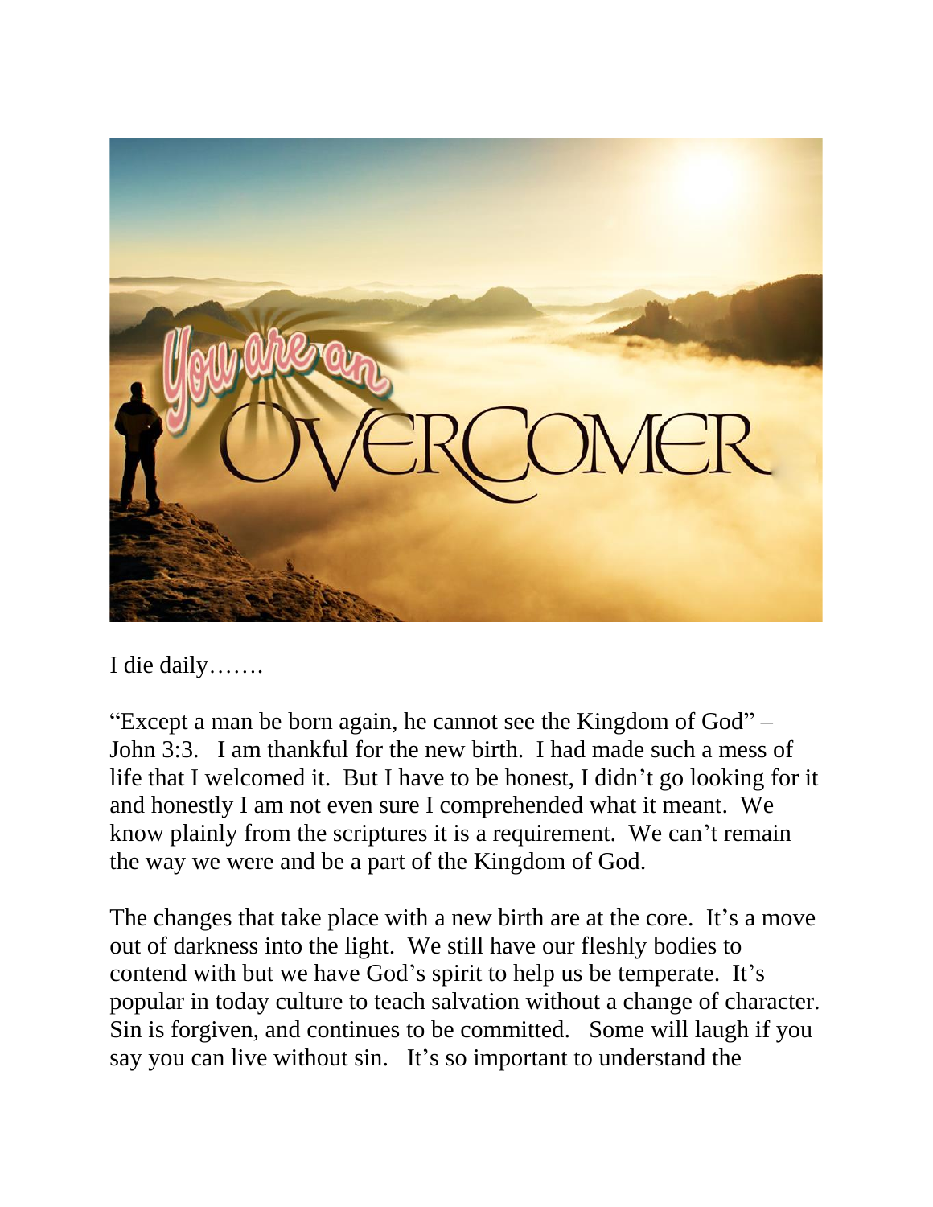I die daily…….

"Except a man be born again, he cannot see the Kingdom of God" – John 3:3. I am thankful for the new birth. I had made such a mess of life that I welcomed it. But I have to be honest, I didn't go looking for it and honestly I am not even sure I comprehended what it meant. We know plainly from the scriptures it is a requirement. We can't remain the way we were and be a part of the Kingdom of God.

The changes that take place with a new birth are at the core. It's a move out of darkness into the light. We still have our fleshly bodies to contend with but we have God's spirit to help us be temperate. It's popular in today culture to teach salvation without a change of character. Sin is forgiven, and continues to be committed. Some will laugh if you say you can live without sin. It's so important to understand the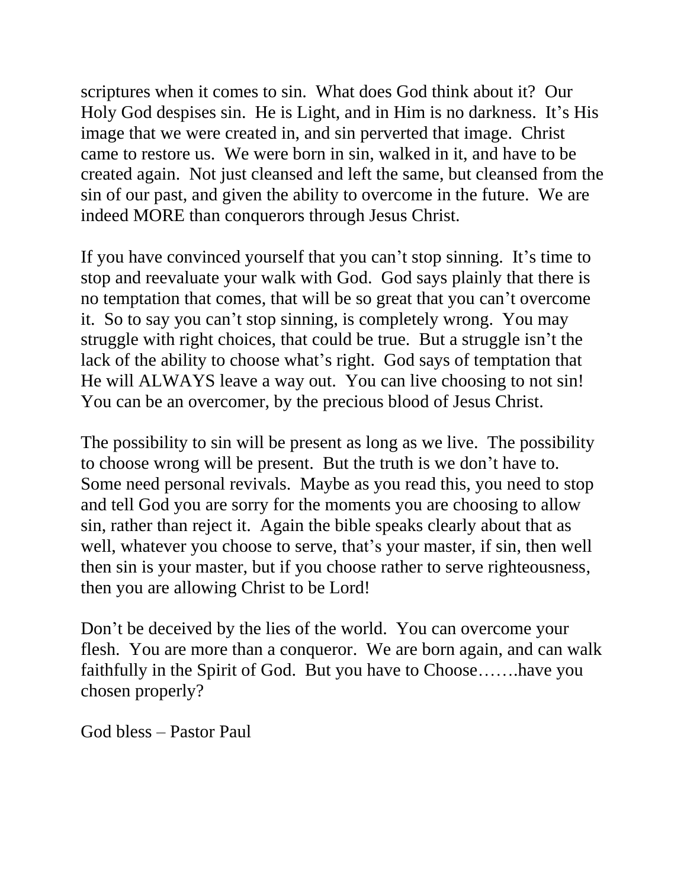scriptures when it comes to sin. What does God think about it? Our Holy God despises sin. He is Light, and in Him is no darkness. It's His image that we were created in, and sin perverted that image. Christ came to restore us. We were born in sin, walked in it, and have to be created again. Not just cleansed and left the same, but cleansed from the sin of our past, and given the ability to overcome in the future. We are indeed MORE than conquerors through Jesus Christ.

If you have convinced yourself that you can't stop sinning. It's time to stop and reevaluate your walk with God. God says plainly that there is no temptation that comes, that will be so great that you can't overcome it. So to say you can't stop sinning, is completely wrong. You may struggle with right choices, that could be true. But a struggle isn't the lack of the ability to choose what's right. God says of temptation that He will ALWAYS leave a way out. You can live choosing to not sin! You can be an overcomer, by the precious blood of Jesus Christ.

The possibility to sin will be present as long as we live. The possibility to choose wrong will be present. But the truth is we don't have to. Some need personal revivals. Maybe as you read this, you need to stop and tell God you are sorry for the moments you are choosing to allow sin, rather than reject it. Again the bible speaks clearly about that as well, whatever you choose to serve, that's your master, if sin, then well then sin is your master, but if you choose rather to serve righteousness, then you are allowing Christ to be Lord!

Don't be deceived by the lies of the world. You can overcome your flesh. You are more than a conqueror. We are born again, and can walk faithfully in the Spirit of God. But you have to Choose…….have you chosen properly?

God bless – Pastor Paul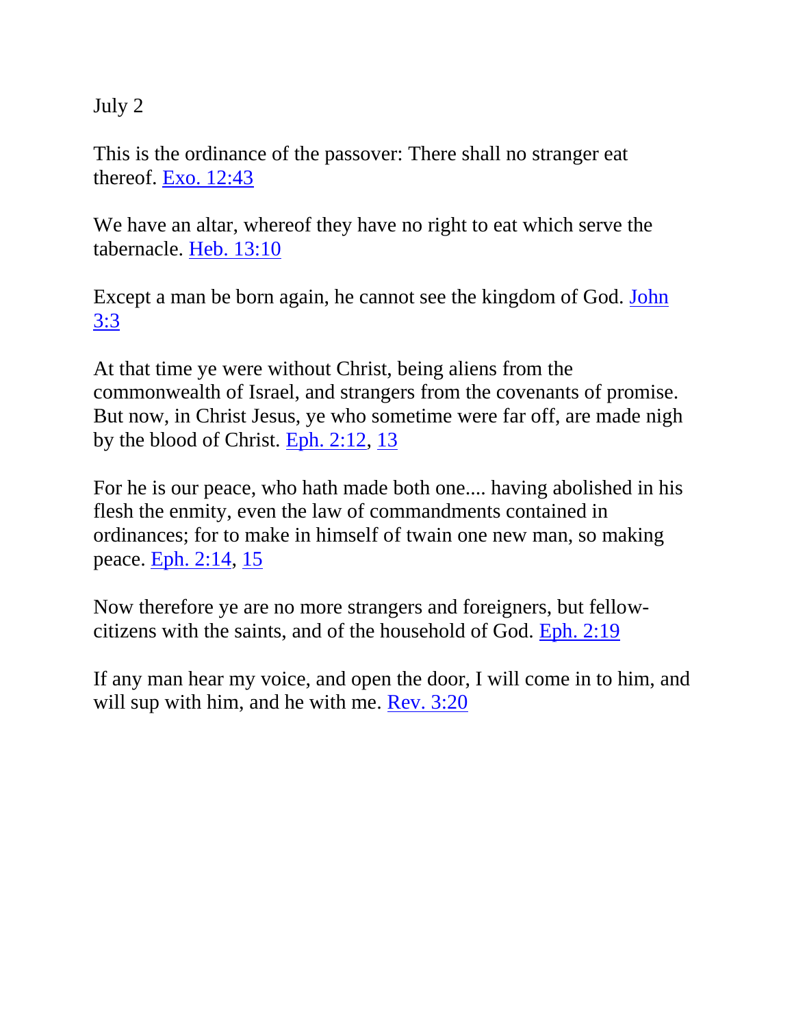July 2

This is the ordinance of the passover: There shall no stranger eat thereof. Exo. 12:43

We have an altar, whereof they have no right to eat which serve the tabernacle. Heb. 13:10

Except a man be born again, he cannot see the kingdom of God. John 3:3

At that time ye were without Christ, being aliens from the commonwealth of Israel, and strangers from the covenants of promise. But now, in Christ Jesus, ye who sometime were far off, are made nigh by the blood of Christ. Eph. 2:12, 13

For he is our peace, who hath made both one.... having abolished in his flesh the enmity, even the law of commandments contained in ordinances; for to make in himself of twain one new man, so making peace. Eph. 2:14, 15

Now therefore ye are no more strangers and foreigners, but fellow-citizens with the saints, and of the household of God. Eph. 2:19

If any man hear my voice, and open the door, I will come in to him, and will sup with him, and he with me. Rev. 3:20